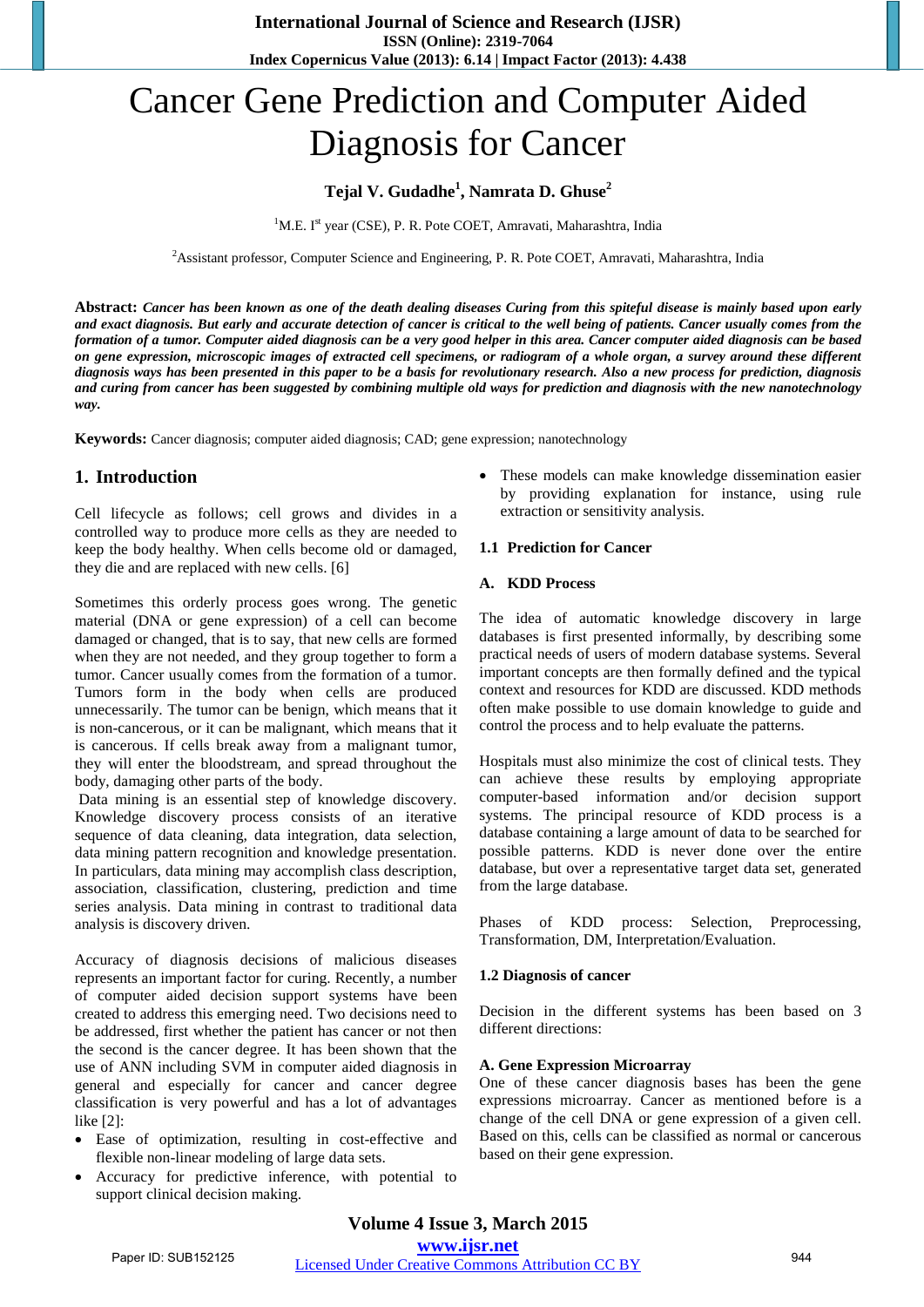# Cancer Gene Prediction and Computer Aided Diagnosis for Cancer

**Tejal V. Gudadhe[1], Namrata D. Ghuse[2]**

[1]M.E. I[st] year (CSE), P. R. Pote COET, Amravati, Maharashtra, India

[2]Assistant professor, Computer Science and Engineering, P. R. Pote COET, Amravati, Maharashtra, India

**Abstract:** ***Cancer has been known as one of the death dealing diseases Curing from this spiteful disease is mainly based upon early and exact diagnosis. But early and accurate detection of cancer is critical to the well being of patients. Cancer usually comes from the formation of a tumor. Computer aided diagnosis can be a very good helper in this area. Cancer computer aided diagnosis can be based on gene expression, microscopic images of extracted cell specimens, or radiogram of a whole organ, a survey around these different diagnosis ways has been presented in this paper to be a basis for revolutionary research. Also a new process for prediction, diagnosis and curing from cancer has been suggested by combining multiple old ways for prediction and diagnosis with the new nanotechnology way.***

**Keywords:** Cancer diagnosis; computer aided diagnosis; CAD; gene expression; nanotechnology

## 1. Introduction

Cell lifecycle as follows; cell grows and divides in a controlled way to produce more cells as they are needed to keep the body healthy. When cells become old or damaged, they die and are replaced with new cells. [6]

Sometimes this orderly process goes wrong. The genetic material (DNA or gene expression) of a cell can become damaged or changed, that is to say, that new cells are formed when they are not needed, and they group together to form a tumor. Cancer usually comes from the formation of a tumor. Tumors form in the body when cells are produced unnecessarily. The tumor can be benign, which means that it is non-cancerous, or it can be malignant, which means that it is cancerous. If cells break away from a malignant tumor, they will enter the bloodstream, and spread throughout the body, damaging other parts of the body.

Data mining is an essential step of knowledge discovery. Knowledge discovery process consists of an iterative sequence of data cleaning, data integration, data selection, data mining pattern recognition and knowledge presentation. In particulars, data mining may accomplish class description, association, classification, clustering, prediction and time series analysis. Data mining in contrast to traditional data analysis is discovery driven.

Accuracy of diagnosis decisions of malicious diseases represents an important factor for curing. Recently, a number of computer aided decision support systems have been created to address this emerging need. Two decisions need to be addressed, first whether the patient has cancer or not then the second is the cancer degree. It has been shown that the use of ANN including SVM in computer aided diagnosis in general and especially for cancer and cancer degree classification is very powerful and has a lot of advantages like [2]:

- Ease of optimization, resulting in cost-effective and flexible non-linear modeling of large data sets.
- Accuracy for predictive inference, with potential to support clinical decision making.
- These models can make knowledge dissemination easier by providing explanation for instance, using rule extraction or sensitivity analysis.

### 1.1 Prediction for Cancer

#### A. KDD Process

The idea of automatic knowledge discovery in large databases is first presented informally, by describing some practical needs of users of modern database systems. Several important concepts are then formally defined and the typical context and resources for KDD are discussed. KDD methods often make possible to use domain knowledge to guide and control the process and to help evaluate the patterns.

Hospitals must also minimize the cost of clinical tests. They can achieve these results by employing appropriate computer-based information and/or decision support systems. The principal resource of KDD process is a database containing a large amount of data to be searched for possible patterns. KDD is never done over the entire database, but over a representative target data set, generated from the large database.

Phases of KDD process: Selection, Preprocessing, Transformation, DM, Interpretation/Evaluation.

### 1.2 Diagnosis of cancer

Decision in the different systems has been based on 3 different directions:

#### A. Gene Expression Microarray

One of these cancer diagnosis bases has been the gene expressions microarray. Cancer as mentioned before is a change of the cell DNA or gene expression of a given cell. Based on this, cells can be classified as normal or cancerous based on their gene expression.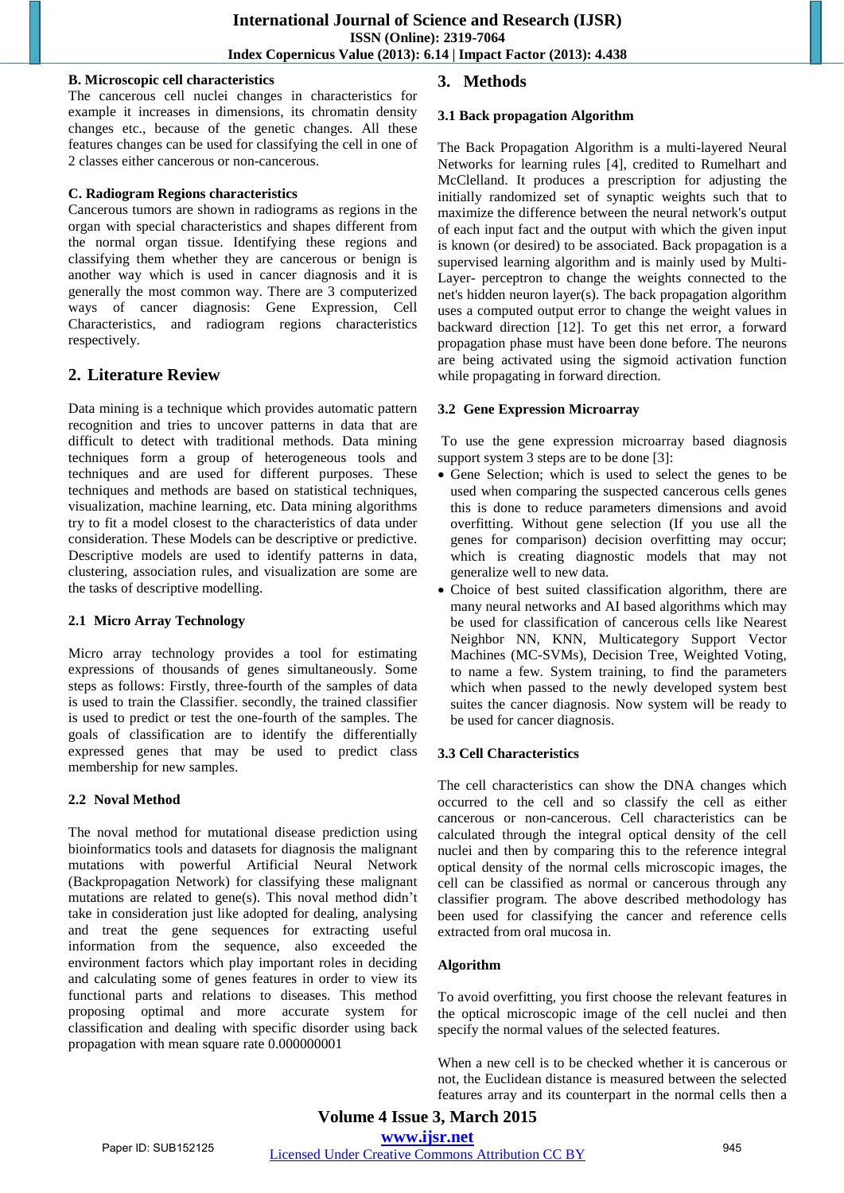**B. Microscopic cell characteristics**

The cancerous cell nuclei changes in characteristics for example it increases in dimensions, its chromatin density changes etc., because of the genetic changes. All these features changes can be used for classifying the cell in one of 2 classes either cancerous or non-cancerous.

**C. Radiogram Regions characteristics**

Cancerous tumors are shown in radiograms as regions in the organ with special characteristics and shapes different from the normal organ tissue. Identifying these regions and classifying them whether they are cancerous or benign is another way which is used in cancer diagnosis and it is generally the most common way. There are 3 computerized ways of cancer diagnosis: Gene Expression, Cell Characteristics, and radiogram regions characteristics respectively.

## 2. Literature Review

Data mining is a technique which provides automatic pattern recognition and tries to uncover patterns in data that are difficult to detect with traditional methods. Data mining techniques form a group of heterogeneous tools and techniques and are used for different purposes. These techniques and methods are based on statistical techniques, visualization, machine learning, etc. Data mining algorithms try to fit a model closest to the characteristics of data under consideration. These Models can be descriptive or predictive. Descriptive models are used to identify patterns in data, clustering, association rules, and visualization are some are the tasks of descriptive modelling.

### 2.1 Micro Array Technology

Micro array technology provides a tool for estimating expressions of thousands of genes simultaneously. Some steps as follows: Firstly, three-fourth of the samples of data is used to train the Classifier. secondly, the trained classifier is used to predict or test the one-fourth of the samples. The goals of classification are to identify the differentially expressed genes that may be used to predict class membership for new samples.

### 2.2 Noval Method

The noval method for mutational disease prediction using bioinformatics tools and datasets for diagnosis the malignant mutations with powerful Artificial Neural Network (Backpropagation Network) for classifying these malignant mutations are related to gene(s). This noval method didn't take in consideration just like adopted for dealing, analysing and treat the gene sequences for extracting useful information from the sequence, also exceeded the environment factors which play important roles in deciding and calculating some of genes features in order to view its functional parts and relations to diseases. This method proposing optimal and more accurate system for classification and dealing with specific disorder using back propagation with mean square rate 0.000000001

## 3. Methods

### 3.1 Back propagation Algorithm

The Back Propagation Algorithm is a multi-layered Neural Networks for learning rules [4], credited to Rumelhart and McClelland. It produces a prescription for adjusting the initially randomized set of synaptic weights such that to maximize the difference between the neural network's output of each input fact and the output with which the given input is known (or desired) to be associated. Back propagation is a supervised learning algorithm and is mainly used by Multi-Layer- perceptron to change the weights connected to the net's hidden neuron layer(s). The back propagation algorithm uses a computed output error to change the weight values in backward direction [12]. To get this net error, a forward propagation phase must have been done before. The neurons are being activated using the sigmoid activation function while propagating in forward direction.

### 3.2 Gene Expression Microarray

To use the gene expression microarray based diagnosis support system 3 steps are to be done [3]:

- Gene Selection; which is used to select the genes to be used when comparing the suspected cancerous cells genes this is done to reduce parameters dimensions and avoid overfitting. Without gene selection (If you use all the genes for comparison) decision overfitting may occur; which is creating diagnostic models that may not generalize well to new data.
- Choice of best suited classification algorithm, there are many neural networks and AI based algorithms which may be used for classification of cancerous cells like Nearest Neighbor NN, KNN, Multicategory Support Vector Machines (MC-SVMs), Decision Tree, Weighted Voting, to name a few. System training, to find the parameters which when passed to the newly developed system best suites the cancer diagnosis. Now system will be ready to be used for cancer diagnosis.

### 3.3 Cell Characteristics

The cell characteristics can show the DNA changes which occurred to the cell and so classify the cell as either cancerous or non-cancerous. Cell characteristics can be calculated through the integral optical density of the cell nuclei and then by comparing this to the reference integral optical density of the normal cells microscopic images, the cell can be classified as normal or cancerous through any classifier program. The above described methodology has been used for classifying the cancer and reference cells extracted from oral mucosa in.

**Algorithm**

To avoid overfitting, you first choose the relevant features in the optical microscopic image of the cell nuclei and then specify the normal values of the selected features.

When a new cell is to be checked whether it is cancerous or not, the Euclidean distance is measured between the selected features array and its counterpart in the normal cells then a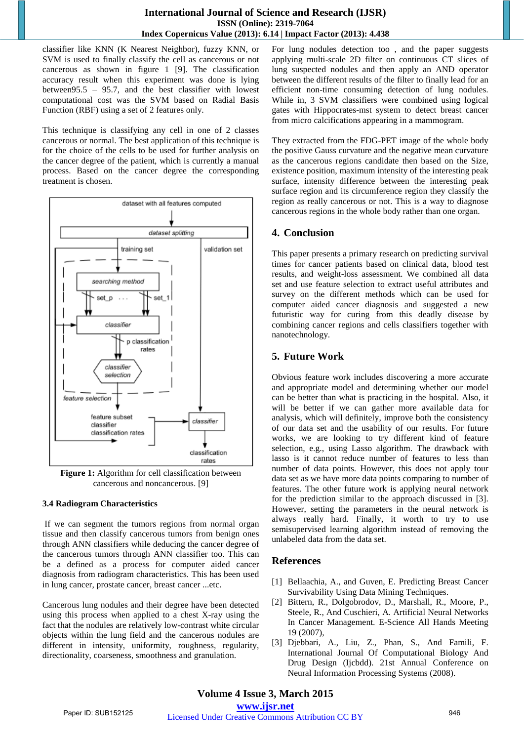classifier like KNN (K Nearest Neighbor), fuzzy KNN, or SVM is used to finally classify the cell as cancerous or not cancerous as shown in figure 1 [9]. The classification accuracy result when this experiment was done is lying between95.5 – 95.7, and the best classifier with lowest computational cost was the SVM based on Radial Basis Function (RBF) using a set of 2 features only.

This technique is classifying any cell in one of 2 classes cancerous or normal. The best application of this technique is for the choice of the cells to be used for further analysis on the cancer degree of the patient, which is currently a manual process. Based on the cancer degree the corresponding treatment is chosen.

**Figure 1:** Algorithm for cell classification between cancerous and noncancerous. [9]

### 3.4 Radiogram Characteristics

If we can segment the tumors regions from normal organ tissue and then classify cancerous tumors from benign ones through ANN classifiers while deducing the cancer degree of the cancerous tumors through ANN classifier too. This can be a defined as a process for computer aided cancer diagnosis from radiogram characteristics. This has been used in lung cancer, prostate cancer, breast cancer ...etc.

Cancerous lung nodules and their degree have been detected using this process when applied to a chest X-ray using the fact that the nodules are relatively low-contrast white circular objects within the lung field and the cancerous nodules are different in intensity, uniformity, roughness, regularity, directionality, coarseness, smoothness and granulation.

For lung nodules detection too , and the paper suggests applying multi-scale 2D filter on continuous CT slices of lung suspected nodules and then apply an AND operator between the different results of the filter to finally lead for an efficient non-time consuming detection of lung nodules. While in, 3 SVM classifiers were combined using logical gates with Hippocrates-mst system to detect breast cancer from micro calcifications appearing in a mammogram.

They extracted from the FDG-PET image of the whole body the positive Gauss curvature and the negative mean curvature as the cancerous regions candidate then based on the Size, existence position, maximum intensity of the interesting peak surface, intensity difference between the interesting peak surface region and its circumference region they classify the region as really cancerous or not. This is a way to diagnose cancerous regions in the whole body rather than one organ.

## 4. Conclusion

This paper presents a primary research on predicting survival times for cancer patients based on clinical data, blood test results, and weight-loss assessment. We combined all data set and use feature selection to extract useful attributes and survey on the different methods which can be used for computer aided cancer diagnosis and suggested a new futuristic way for curing from this deadly disease by combining cancer regions and cells classifiers together with nanotechnology.

## 5. Future Work

Obvious feature work includes discovering a more accurate and appropriate model and determining whether our model can be better than what is practicing in the hospital. Also, it will be better if we can gather more available data for analysis, which will definitely, improve both the consistency of our data set and the usability of our results. For future works, we are looking to try different kind of feature selection, e.g., using Lasso algorithm. The drawback with lasso is it cannot reduce number of features to less than number of data points. However, this does not apply tour data set as we have more data points comparing to number of features. The other future work is applying neural network for the prediction similar to the approach discussed in [3]. However, setting the parameters in the neural network is always really hard. Finally, it worth to try to use semisupervised learning algorithm instead of removing the unlabeled data from the data set.

## References

[1] Bellaachia, A., and Guven, E. Predicting Breast Cancer Survivability Using Data Mining Techniques.

[2] Bittern, R., Dolgobrodov, D., Marshall, R., Moore, P., Steele, R., And Cuschieri, A. Artificial Neural Networks In Cancer Management. E-Science All Hands Meeting 19 (2007),

[3] Djebbari, A., Liu, Z., Phan, S., And Famili, F. International Journal Of Computational Biology And Drug Design (Ijcbdd). 21st Annual Conference on Neural Information Processing Systems (2008).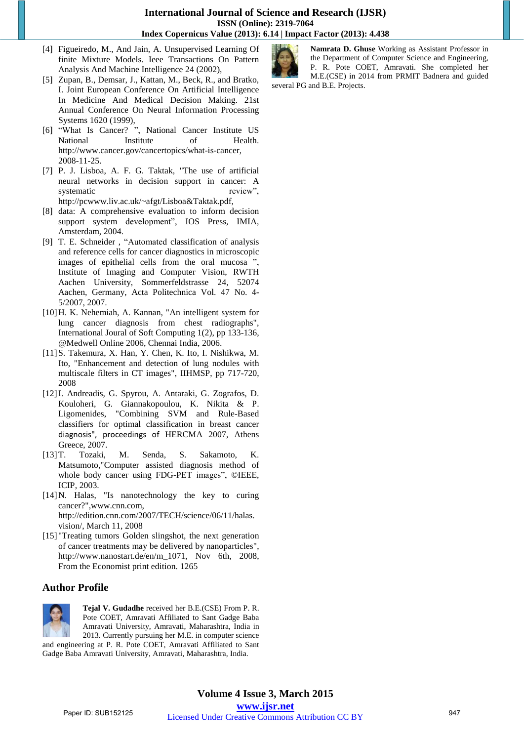[4] Figueiredo, M., And Jain, A. Unsupervised Learning Of finite Mixture Models. Ieee Transactions On Pattern Analysis And Machine Intelligence 24 (2002),

[5] Zupan, B., Demsar, J., Kattan, M., Beck, R., and Bratko, I. Joint European Conference On Artificial Intelligence In Medicine And Medical Decision Making. 21st Annual Conference On Neural Information Processing Systems 1620 (1999),

[6] "What Is Cancer? ", National Cancer Institute US National Institute of Health. http://www.cancer.gov/cancertopics/what-is-cancer, 2008-11-25.

[7] P. J. Lisboa, A. F. G. Taktak, "The use of artificial neural networks in decision support in cancer: A systematic review", http://pcwww.liv.ac.uk/~afgt/Lisboa&Taktak.pdf,

[8] data: A comprehensive evaluation to inform decision support system development", IOS Press, IMIA, Amsterdam, 2004.

[9] T. E. Schneider , "Automated classification of analysis and reference cells for cancer diagnostics in microscopic images of epithelial cells from the oral mucosa ", Institute of Imaging and Computer Vision, RWTH Aachen University, Sommerfeldstrasse 24, 52074 Aachen, Germany, Acta Politechnica Vol. 47 No. 4-5/2007, 2007.

[10] H. K. Nehemiah, A. Kannan, "An intelligent system for lung cancer diagnosis from chest radiographs", International Jouranl of Soft Computing 1(2), pp 133-136, @Medwell Online 2006, Chennai India, 2006.

[11] S. Takemura, X. Han, Y. Chen, K. Ito, I. Nishikwa, M. Ito, "Enhancement and detection of lung nodules with multiscale filters in CT images", IIHMSP, pp 717-720, 2008

[12] I. Andreadis, G. Spyrou, A. Antaraki, G. Zografos, D. Kouloheri, G. Giannakopoulou, K. Nikita & P. Ligomenides, "Combining SVM and Rule-Based classifiers for optimal classification in breast cancer diagnosis", proceedings of HERCMA 2007, Athens Greece, 2007.

[13] T. Tozaki, M. Senda, S. Sakamoto, K. Matsumoto,"Computer assisted diagnosis method of whole body cancer using FDG-PET images", ©IEEE, ICIP, 2003.

[14] N. Halas, "Is nanotechnology the key to curing cancer?",www.cnn.com, http://edition.cnn.com/2007/TECH/science/06/11/halas.vision/, March 11, 2008

[15] "Treating tumors Golden slingshot, the next generation of cancer treatments may be delivered by nanoparticles", http://www.nanostart.de/en/m_1071, Nov 6th, 2008, From the Economist print edition. 1265

## Author Profile

**Tejal V. Gudadhe** received her B.E.(CSE) From P. R. Pote COET, Amravati Affiliated to Sant Gadge Baba Amravati University, Amravati, Maharashtra, India in 2013. Currently pursuing her M.E. in computer science and engineering at P. R. Pote COET, Amravati Affiliated to Sant Gadge Baba Amravati University, Amravati, Maharashtra, India.

**Namrata D. Ghuse** Working as Assistant Professor in the Department of Computer Science and Engineering, P. R. Pote COET, Amravati. She completed her M.E.(CSE) in 2014 from PRMIT Badnera and guided several PG and B.E. Projects.